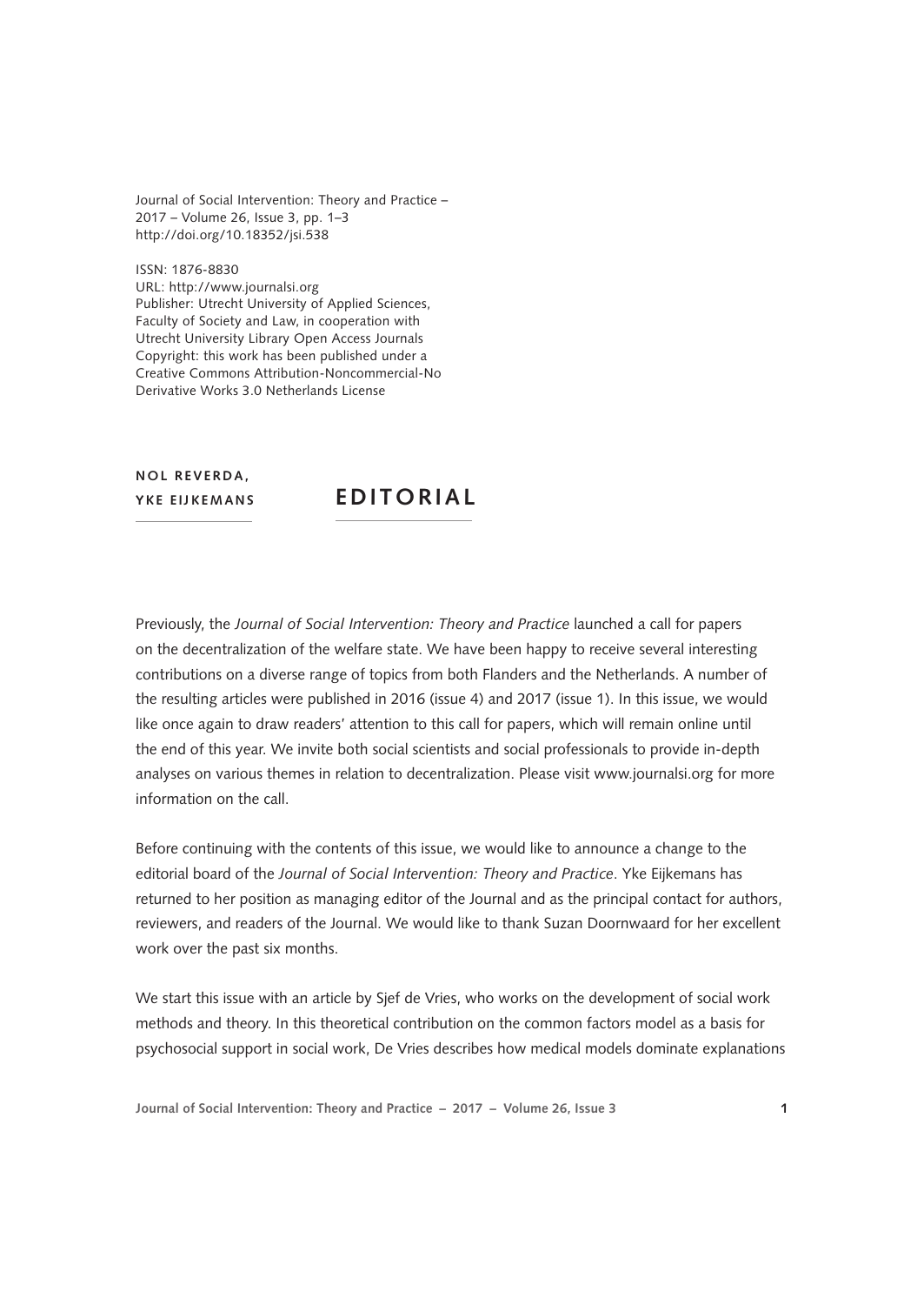Journal of Social Intervention: Theory and Practice –
2017 – Volume 26, Issue 3, pp. 1–3
http://doi.org/10.18352/jsi.538

ISSN: 1876-8830
URL: http://www.journalsi.org
Publisher: Utrecht University of Applied Sciences, Faculty of Society and Law, in cooperation with Utrecht University Library Open Access Journals
Copyright: this work has been published under a Creative Commons Attribution-Noncommercial-No Derivative Works 3.0 Netherlands License

**NOL REVERDA, YKE EIJKEMANS**

# EDITORIAL

Previously, the *Journal of Social Intervention: Theory and Practice* launched a call for papers on the decentralization of the welfare state. We have been happy to receive several interesting contributions on a diverse range of topics from both Flanders and the Netherlands. A number of the resulting articles were published in 2016 (issue 4) and 2017 (issue 1). In this issue, we would like once again to draw readers' attention to this call for papers, which will remain online until the end of this year. We invite both social scientists and social professionals to provide in-depth analyses on various themes in relation to decentralization. Please visit www.journalsi.org for more information on the call.

Before continuing with the contents of this issue, we would like to announce a change to the editorial board of the *Journal of Social Intervention: Theory and Practice*. Yke Eijkemans has returned to her position as managing editor of the Journal and as the principal contact for authors, reviewers, and readers of the Journal. We would like to thank Suzan Doornwaard for her excellent work over the past six months.

We start this issue with an article by Sjef de Vries, who works on the development of social work methods and theory. In this theoretical contribution on the common factors model as a basis for psychosocial support in social work, De Vries describes how medical models dominate explanations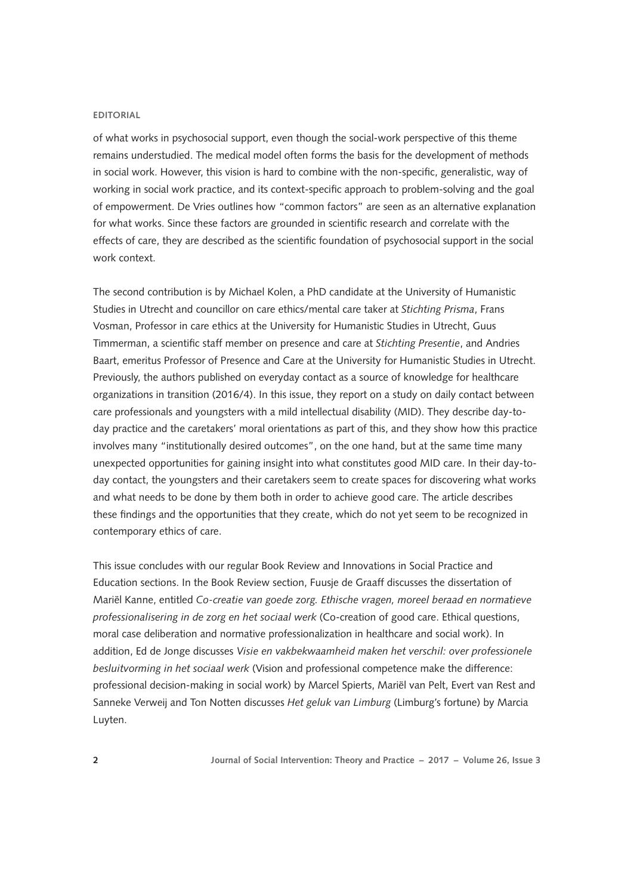of what works in psychosocial support, even though the social-work perspective of this theme remains understudied. The medical model often forms the basis for the development of methods in social work. However, this vision is hard to combine with the non-specific, generalistic, way of working in social work practice, and its context-specific approach to problem-solving and the goal of empowerment. De Vries outlines how "common factors" are seen as an alternative explanation for what works. Since these factors are grounded in scientific research and correlate with the effects of care, they are described as the scientific foundation of psychosocial support in the social work context.

The second contribution is by Michael Kolen, a PhD candidate at the University of Humanistic Studies in Utrecht and councillor on care ethics/mental care taker at *Stichting Prisma*, Frans Vosman, Professor in care ethics at the University for Humanistic Studies in Utrecht, Guus Timmerman, a scientific staff member on presence and care at *Stichting Presentie*, and Andries Baart, emeritus Professor of Presence and Care at the University for Humanistic Studies in Utrecht. Previously, the authors published on everyday contact as a source of knowledge for healthcare organizations in transition (2016/4). In this issue, they report on a study on daily contact between care professionals and youngsters with a mild intellectual disability (MID). They describe day-to-day practice and the caretakers' moral orientations as part of this, and they show how this practice involves many "institutionally desired outcomes", on the one hand, but at the same time many unexpected opportunities for gaining insight into what constitutes good MID care. In their day-to-day contact, the youngsters and their caretakers seem to create spaces for discovering what works and what needs to be done by them both in order to achieve good care. The article describes these findings and the opportunities that they create, which do not yet seem to be recognized in contemporary ethics of care.

This issue concludes with our regular Book Review and Innovations in Social Practice and Education sections. In the Book Review section, Fuusje de Graaff discusses the dissertation of Mariël Kanne, entitled *Co-creatie van goede zorg. Ethische vragen, moreel beraad en normatieve professionalisering in de zorg en het sociaal werk* (Co-creation of good care. Ethical questions, moral case deliberation and normative professionalization in healthcare and social work). In addition, Ed de Jonge discusses *Visie en vakbekwaamheid maken het verschil: over professionele besluitvorming in het sociaal werk* (Vision and professional competence make the difference: professional decision-making in social work) by Marcel Spierts, Mariël van Pelt, Evert van Rest and Sanneke Verweij and Ton Notten discusses *Het geluk van Limburg* (Limburg's fortune) by Marcia Luyten.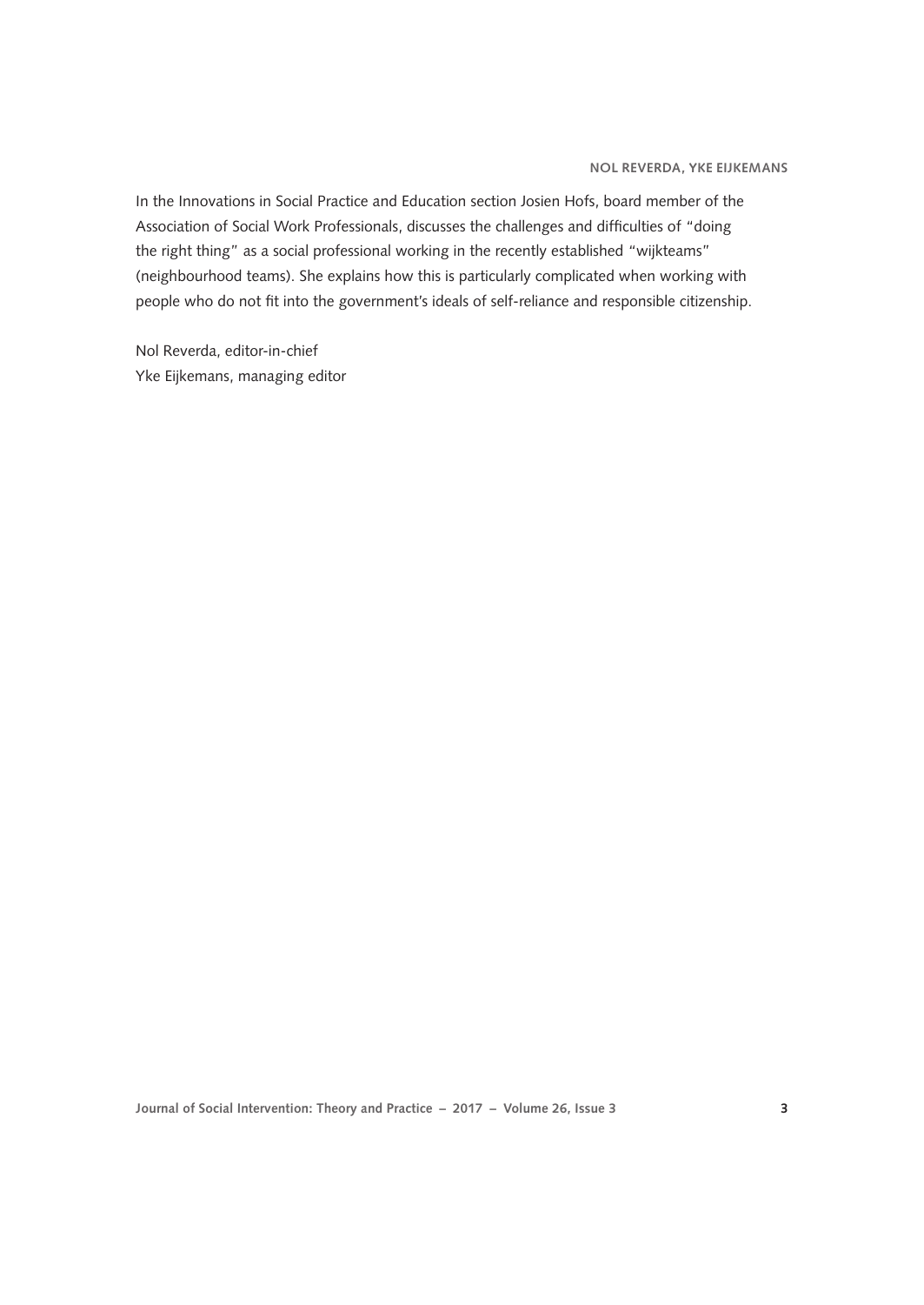In the Innovations in Social Practice and Education section Josien Hofs, board member of the Association of Social Work Professionals, discusses the challenges and difficulties of "doing the right thing" as a social professional working in the recently established "wijkteams" (neighbourhood teams). She explains how this is particularly complicated when working with people who do not fit into the government's ideals of self-reliance and responsible citizenship.

Nol Reverda, editor-in-chief
Yke Eijkemans, managing editor